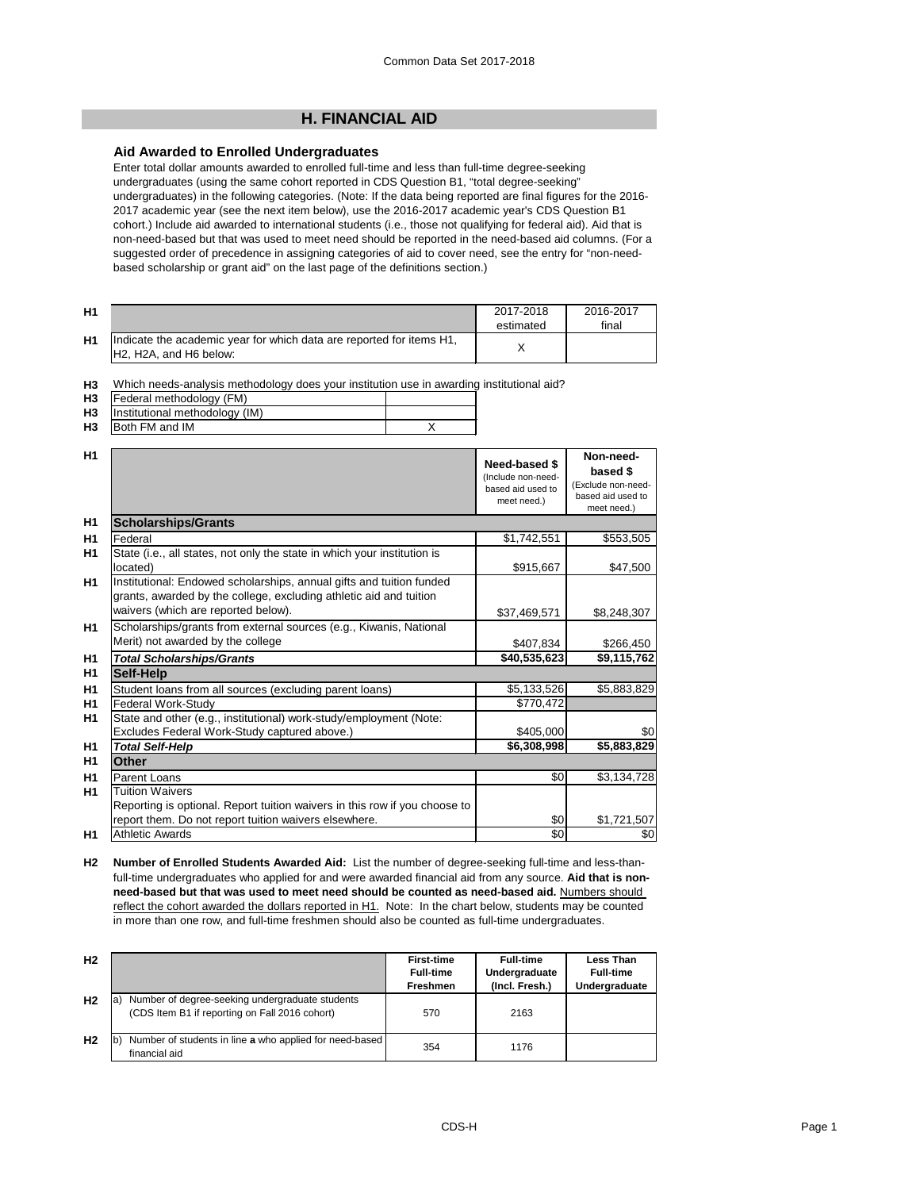# H. FINANCIAL AID

### Aid Awarded to Enrolled Undergraduates

Enter total dollar amounts awarded to enrolled full-time and less than full-time degree-seeking undergraduates (using the same cohort reported in CDS Question B1, "total degree-seeking" undergraduates) in the following categories. (Note: If the data being reported are final figures for the 2016-2017 academic year (see the next item below), use the 2016-2017 academic year's CDS Question B1 cohort.) Include aid awarded to international students (i.e., those not qualifying for federal aid). Aid that is non-need-based but that was used to meet need should be reported in the need-based aid columns. (For a suggested order of precedence in assigning categories of aid to cover need, see the entry for "non-need-based scholarship or grant aid" on the last page of the definitions section.)

| | | 2017-2018 estimated | 2016-2017 final |
|---|---|---|---|
| H1 | Indicate the academic year for which data are reported for items H1, H2, H2A, and H6 below: | X | |

**H3** Which needs-analysis methodology does your institution use in awarding institutional aid?

| | | |
|---|---|---|
| H3 | Federal methodology (FM) | |
| H3 | Institutional methodology (IM) | |
| H3 | Both FM and IM | X |

| | | **Need-based $** (Include non-need-based aid used to meet need.) | **Non-need-based $** (Exclude non-need-based aid used to meet need.) |
|---|---|---|---|
| H1 | **Scholarships/Grants** | | |
| H1 | Federal | $1,742,551 | $553,505 |
| H1 | State (i.e., all states, not only the state in which your institution is located) | $915,667 | $47,500 |
| H1 | Institutional: Endowed scholarships, annual gifts and tuition funded grants, awarded by the college, excluding athletic aid and tuition waivers (which are reported below). | $37,469,571 | $8,248,307 |
| H1 | Scholarships/grants from external sources (e.g., Kiwanis, National Merit) not awarded by the college | $407,834 | $266,450 |
| H1 | ***Total Scholarships/Grants*** | **$40,535,623** | **$9,115,762** |
| H1 | **Self-Help** | | |
| H1 | Student loans from all sources (excluding parent loans) | $5,133,526 | $5,883,829 |
| H1 | Federal Work-Study | $770,472 | |
| H1 | State and other (e.g., institutional) work-study/employment (Note: Excludes Federal Work-Study captured above.) | $405,000 | $0 |
| H1 | ***Total Self-Help*** | **$6,308,998** | **$5,883,829** |
| H1 | **Other** | | |
| H1 | Parent Loans | $0 | $3,134,728 |
| H1 | Tuition Waivers<br>Reporting is optional. Report tuition waivers in this row if you choose to report them. Do not report tuition waivers elsewhere. | $0 | $1,721,507 |
| H1 | Athletic Awards | $0 | $0 |

**H2** **Number of Enrolled Students Awarded Aid:** List the number of degree-seeking full-time and less-than-full-time undergraduates who applied for and were awarded financial aid from any source. **Aid that is non-need-based but that was used to meet need should be counted as need-based aid.** Numbers should reflect the cohort awarded the dollars reported in H1. Note: In the chart below, students may be counted in more than one row, and full-time freshmen should also be counted as full-time undergraduates.

| | | **First-time Full-time Freshmen** | **Full-time Undergraduate (Incl. Fresh.)** | **Less Than Full-time Undergraduate** |
|---|---|---|---|---|
| H2 | a) Number of degree-seeking undergraduate students (CDS Item B1 if reporting on Fall 2016 cohort) | 570 | 2163 | |
| H2 | b) Number of students in line **a** who applied for need-based financial aid | 354 | 1176 | |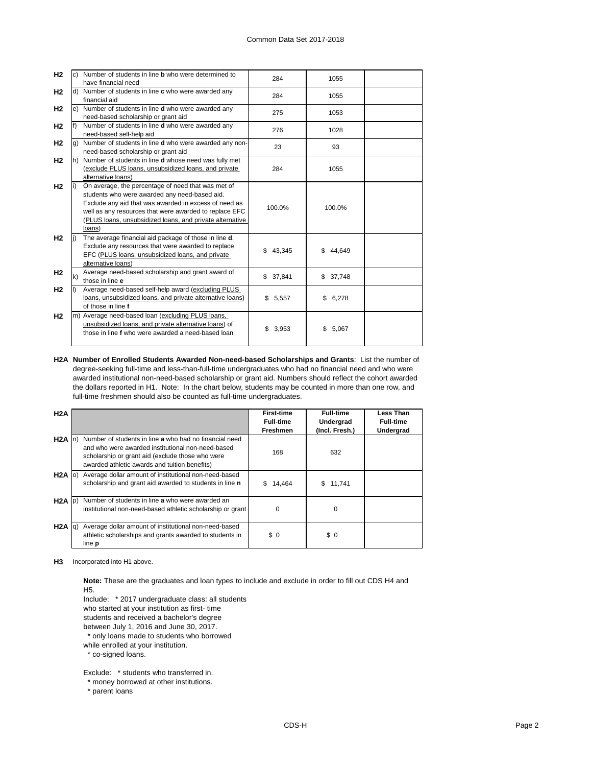| | | | | | |
|---|---|---|---|---|---|
| H2 | c) | Number of students in line **b** who were determined to have financial need | 284 | 1055 | |
| H2 | d) | Number of students in line **c** who were awarded any financial aid | 284 | 1055 | |
| H2 | e) | Number of students in line **d** who were awarded any need-based scholarship or grant aid | 275 | 1053 | |
| H2 | f) | Number of students in line **d** who were awarded any need-based self-help aid | 276 | 1028 | |
| H2 | g) | Number of students in line **d** who were awarded any non-need-based scholarship or grant aid | 23 | 93 | |
| H2 | h) | Number of students in line **d** whose need was fully met (exclude PLUS loans, unsubsidized loans, and private alternative loans) | 284 | 1055 | |
| H2 | i) | On average, the percentage of need that was met of students who were awarded any need-based aid. Exclude any aid that was awarded in excess of need as well as any resources that were awarded to replace EFC (PLUS loans, unsubsidized loans, and private alternative loans) | 100.0% | 100.0% | |
| H2 | j) | The average financial aid package of those in line **d**. Exclude any resources that were awarded to replace EFC (PLUS loans, unsubsidized loans, and private alternative loans) | $ 43,345 | $ 44,649 | |
| H2 | k) | Average need-based scholarship and grant award of those in line **e** | $ 37,841 | $ 37,748 | |
| H2 | l) | Average need-based self-help award (excluding PLUS loans, unsubsidized loans, and private alternative loans) of those in line **f** | $ 5,557 | $ 6,278 | |
| H2 | m) | Average need-based loan (excluding PLUS loans, unsubsidized loans, and private alternative loans) of those in line **f** who were awarded a need-based loan | $ 3,953 | $ 5,067 | |

**H2A Number of Enrolled Students Awarded Non-need-based Scholarships and Grants**: List the number of degree-seeking full-time and less-than-full-time undergraduates who had no financial need and who were awarded institutional non-need-based scholarship or grant aid. Numbers should reflect the cohort awarded the dollars reported in H1. Note: In the chart below, students may be counted in more than one row, and full-time freshmen should also be counted as full-time undergraduates.

| H2A | | | First-time Full-time Freshmen | Full-time Undergrad (Incl. Fresh.) | Less Than Full-time Undergrad |
|---|---|---|---|---|---|
| H2A | n) | Number of students in line **a** who had no financial need and who were awarded institutional non-need-based scholarship or grant aid (exclude those who were awarded athletic awards and tuition benefits) | 168 | 632 | |
| H2A | o) | Average dollar amount of institutional non-need-based scholarship and grant aid awarded to students in line **n** | $ 14,464 | $ 11,741 | |
| H2A | p) | Number of students in line **a** who were awarded an institutional non-need-based athletic scholarship or grant | 0 | 0 | |
| H2A | q) | Average dollar amount of institutional non-need-based athletic scholarships and grants awarded to students in line **p** | $ 0 | $ 0 | |

**H3** Incorporated into H1 above.

**Note:** These are the graduates and loan types to include and exclude in order to fill out CDS H4 and H5.

Include: * 2017 undergraduate class: all students who started at your institution as first- time students and received a bachelor's degree between July 1, 2016 and June 30, 2017.
* only loans made to students who borrowed while enrolled at your institution.
* co-signed loans.

Exclude: * students who transferred in.
* money borrowed at other institutions.
* parent loans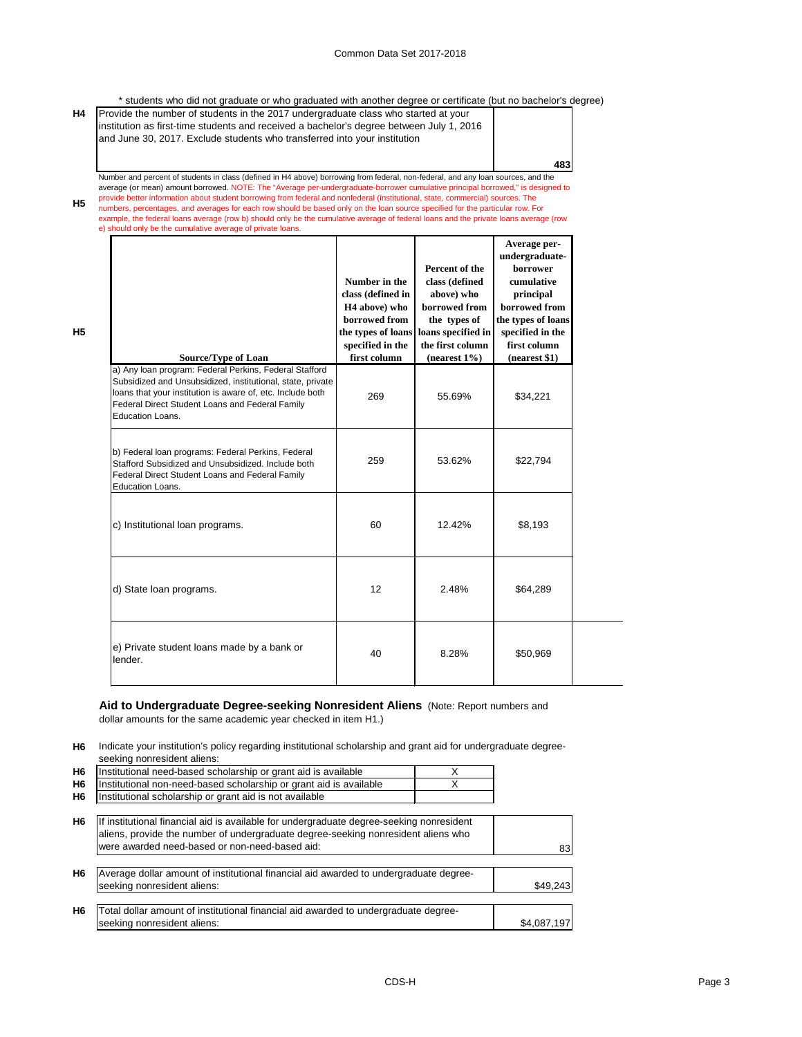\* students who did not graduate or who graduated with another degree or certificate (but no bachelor's degree)

| | | |
|---|---|---|
| H4 | Provide the number of students in the 2017 undergraduate class who started at your institution as first-time students and received a bachelor's degree between July 1, 2016 and June 30, 2017. Exclude students who transferred into your institution | 483 |

**H5** Number and percent of students in class (defined in H4 above) borrowing from federal, non-federal, and any loan sources, and the average (or mean) amount borrowed. NOTE: The "Average per-undergraduate-borrower cumulative principal borrowed," is designed to provide better information about student borrowing from federal and nonfederal (institutional, state, commercial) sources. The numbers, percentages, and averages for each row should be based only on the loan source specified for the particular row. For example, the federal loans average (row b) should only be the cumulative average of federal loans and the private loans average (row e) should only be the cumulative average of private loans.

| Source/Type of Loan | Number in the class (defined in H4 above) who borrowed from the types of loans specified in the first column | Percent of the class (defined above) who borrowed from the types of loans specified in the first column (nearest 1%) | Average per-undergraduate-borrower cumulative principal borrowed from the types of loans specified in the first column (nearest $1) |
|---|---|---|---|
| a) Any loan program: Federal Perkins, Federal Stafford Subsidized and Unsubsidized, institutional, state, private loans that your institution is aware of, etc. Include both Federal Direct Student Loans and Federal Family Education Loans. | 269 | 55.69% | $34,221 |
| b) Federal loan programs: Federal Perkins, Federal Stafford Subsidized and Unsubsidized. Include both Federal Direct Student Loans and Federal Family Education Loans. | 259 | 53.62% | $22,794 |
| c) Institutional loan programs. | 60 | 12.42% | $8,193 |
| d) State loan programs. | 12 | 2.48% | $64,289 |
| e) Private student loans made by a bank or lender. | 40 | 8.28% | $50,969 |

## Aid to Undergraduate Degree-seeking Nonresident Aliens

(Note: Report numbers and dollar amounts for the same academic year checked in item H1.)

**H6** Indicate your institution's policy regarding institutional scholarship and grant aid for undergraduate degree-seeking nonresident aliens:

| | | |
|---|---|---|
| H6 | Institutional need-based scholarship or grant aid is available | X |
| H6 | Institutional non-need-based scholarship or grant aid is available | X |
| H6 | Institutional scholarship or grant aid is not available | |

| | | |
|---|---|---|
| H6 | If institutional financial aid is available for undergraduate degree-seeking nonresident aliens, provide the number of undergraduate degree-seeking nonresident aliens who were awarded need-based or non-need-based aid: | 83 |
| H6 | Average dollar amount of institutional financial aid awarded to undergraduate degree-seeking nonresident aliens: | $49,243 |
| H6 | Total dollar amount of institutional financial aid awarded to undergraduate degree-seeking nonresident aliens: | $4,087,197 |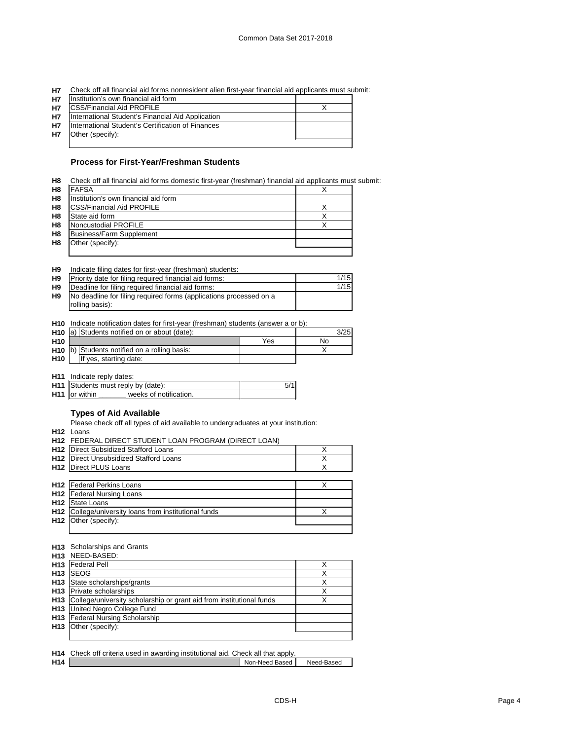**H7** Check off all financial aid forms nonresident alien first-year financial aid applicants must submit:

| | | |
|---|---|---|
| H7 | Institution's own financial aid form | |
| H7 | CSS/Financial Aid PROFILE | X |
| H7 | International Student's Financial Aid Application | |
| H7 | International Student's Certification of Finances | |
| H7 | Other (specify): | |

### Process for First-Year/Freshman Students

**H8** Check off all financial aid forms domestic first-year (freshman) financial aid applicants must submit:

| | | |
|---|---|---|
| H8 | FAFSA | X |
| H8 | Institution's own financial aid form | |
| H8 | CSS/Financial Aid PROFILE | X |
| H8 | State aid form | X |
| H8 | Noncustodial PROFILE | X |
| H8 | Business/Farm Supplement | |
| H8 | Other (specify): | |

**H9** Indicate filing dates for first-year (freshman) students:

| | | |
|---|---|---|
| H9 | Priority date for filing required financial aid forms: | 1/15 |
| H9 | Deadline for filing required financial aid forms: | 1/15 |
| H9 | No deadline for filing required forms (applications processed on a rolling basis): | |

**H10** Indicate notification dates for first-year (freshman) students (answer a or b):

| | | | |
|---|---|---|---|
| H10 | a) Students notified on or about (date): | | 3/25 |
| H10 | | Yes | No |
| H10 | b) Students notified on a rolling basis: | | X |
| H10 | If yes, starting date: | | |

**H11** Indicate reply dates:

| | | |
|---|---|---|
| H11 | Students must reply by (date): | 5/1 |
| H11 | or within _______ weeks of notification. | |

### Types of Aid Available

Please check off all types of aid available to undergraduates at your institution:

**H12** Loans

**H12** FEDERAL DIRECT STUDENT LOAN PROGRAM (DIRECT LOAN)

| | | |
|---|---|---|
| H12 | Direct Subsidized Stafford Loans | X |
| H12 | Direct Unsubsidized Stafford Loans | X |
| H12 | Direct PLUS Loans | X |
| H12 | Federal Perkins Loans | X |
| H12 | Federal Nursing Loans | |
| H12 | State Loans | |
| H12 | College/university loans from institutional funds | X |
| H12 | Other (specify): | |

**H13** Scholarships and Grants

**H13** NEED-BASED:

| | | |
|---|---|---|
| H13 | Federal Pell | X |
| H13 | SEOG | X |
| H13 | State scholarships/grants | X |
| H13 | Private scholarships | X |
| H13 | College/university scholarship or grant aid from institutional funds | X |
| H13 | United Negro College Fund | |
| H13 | Federal Nursing Scholarship | |
| H13 | Other (specify): | |

**H14** Check off criteria used in awarding institutional aid. Check all that apply.

| | | Non-Need Based | Need-Based |
|---|---|---|---|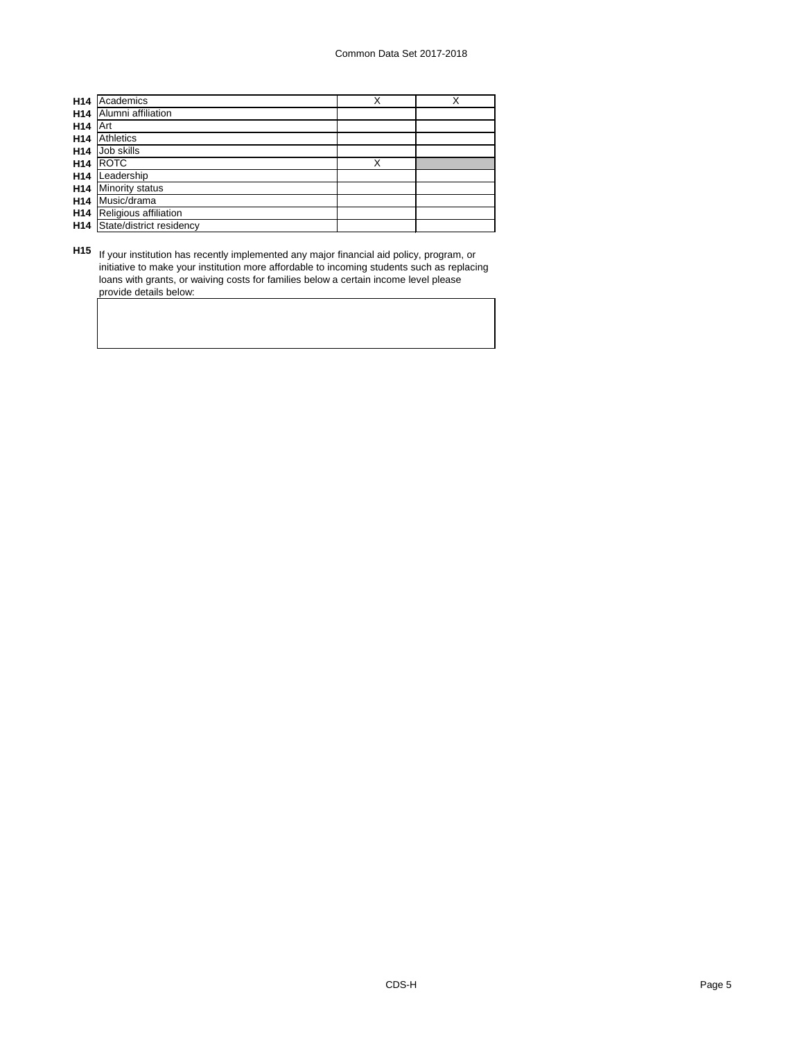| | | | |
|---|---|---|---|
| **H14** | Academics | X | X |
| **H14** | Alumni affiliation | | |
| **H14** | Art | | |
| **H14** | Athletics | | |
| **H14** | Job skills | | |
| **H14** | ROTC | X | |
| **H14** | Leadership | | |
| **H14** | Minority status | | |
| **H14** | Music/drama | | |
| **H14** | Religious affiliation | | |
| **H14** | State/district residency | | |

**H15** If your institution has recently implemented any major financial aid policy, program, or initiative to make your institution more affordable to incoming students such as replacing loans with grants, or waiving costs for families below a certain income level please provide details below: